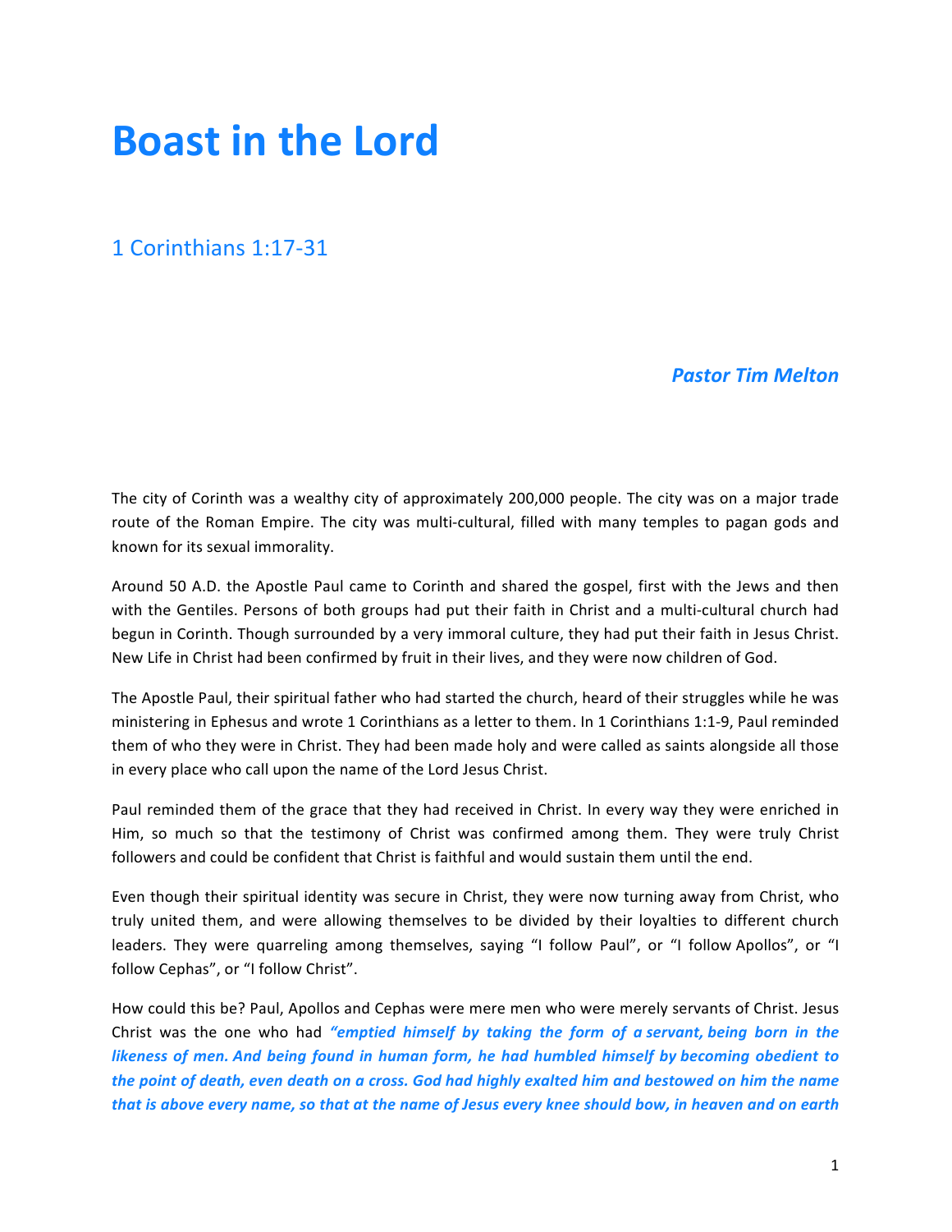# Boast in the Lord

## 1 Corinthians 1:17-31

***Pastor Tim Melton***

The city of Corinth was a wealthy city of approximately 200,000 people. The city was on a major trade route of the Roman Empire. The city was multi-cultural, filled with many temples to pagan gods and known for its sexual immorality.

Around 50 A.D. the Apostle Paul came to Corinth and shared the gospel, first with the Jews and then with the Gentiles. Persons of both groups had put their faith in Christ and a multi-cultural church had begun in Corinth. Though surrounded by a very immoral culture, they had put their faith in Jesus Christ. New Life in Christ had been confirmed by fruit in their lives, and they were now children of God.

The Apostle Paul, their spiritual father who had started the church, heard of their struggles while he was ministering in Ephesus and wrote 1 Corinthians as a letter to them. In 1 Corinthians 1:1-9, Paul reminded them of who they were in Christ. They had been made holy and were called as saints alongside all those in every place who call upon the name of the Lord Jesus Christ.

Paul reminded them of the grace that they had received in Christ. In every way they were enriched in Him, so much so that the testimony of Christ was confirmed among them. They were truly Christ followers and could be confident that Christ is faithful and would sustain them until the end.

Even though their spiritual identity was secure in Christ, they were now turning away from Christ, who truly united them, and were allowing themselves to be divided by their loyalties to different church leaders. They were quarreling among themselves, saying "I follow Paul", or "I follow Apollos", or "I follow Cephas", or "I follow Christ".

How could this be? Paul, Apollos and Cephas were mere men who were merely servants of Christ. Jesus Christ was the one who had ***"emptied himself by taking the form of a servant, being born in the likeness of men. And being found in human form, he had humbled himself by becoming obedient to the point of death, even death on a cross. God had highly exalted him and bestowed on him the name that is above every name, so that at the name of Jesus every knee should bow, in heaven and on earth***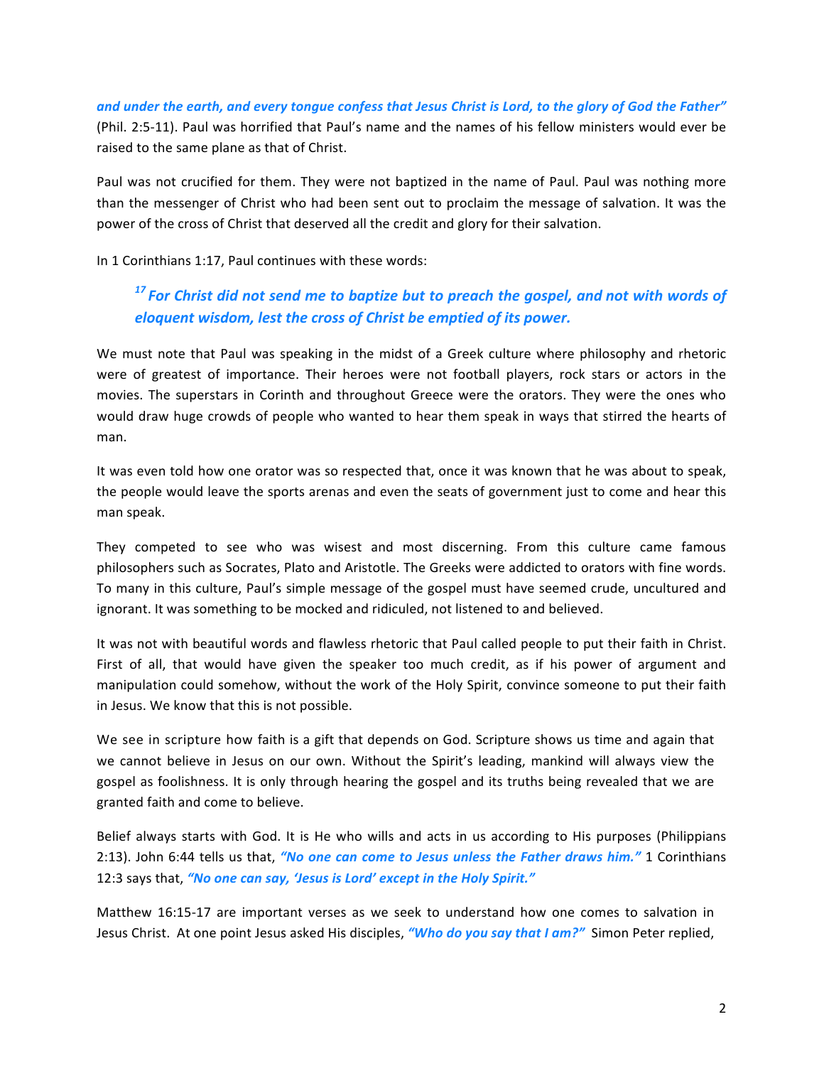***and under the earth, and every tongue confess that Jesus Christ is Lord, to the glory of God the Father"*** (Phil. 2:5-11). Paul was horrified that Paul's name and the names of his fellow ministers would ever be raised to the same plane as that of Christ.

Paul was not crucified for them. They were not baptized in the name of Paul. Paul was nothing more than the messenger of Christ who had been sent out to proclaim the message of salvation. It was the power of the cross of Christ that deserved all the credit and glory for their salvation.

In 1 Corinthians 1:17, Paul continues with these words:

> ***[17] For Christ did not send me to baptize but to preach the gospel, and not with words of eloquent wisdom, lest the cross of Christ be emptied of its power.***

We must note that Paul was speaking in the midst of a Greek culture where philosophy and rhetoric were of greatest of importance. Their heroes were not football players, rock stars or actors in the movies. The superstars in Corinth and throughout Greece were the orators. They were the ones who would draw huge crowds of people who wanted to hear them speak in ways that stirred the hearts of man.

It was even told how one orator was so respected that, once it was known that he was about to speak, the people would leave the sports arenas and even the seats of government just to come and hear this man speak.

They competed to see who was wisest and most discerning. From this culture came famous philosophers such as Socrates, Plato and Aristotle. The Greeks were addicted to orators with fine words. To many in this culture, Paul's simple message of the gospel must have seemed crude, uncultured and ignorant. It was something to be mocked and ridiculed, not listened to and believed.

It was not with beautiful words and flawless rhetoric that Paul called people to put their faith in Christ. First of all, that would have given the speaker too much credit, as if his power of argument and manipulation could somehow, without the work of the Holy Spirit, convince someone to put their faith in Jesus. We know that this is not possible.

We see in scripture how faith is a gift that depends on God. Scripture shows us time and again that we cannot believe in Jesus on our own. Without the Spirit's leading, mankind will always view the gospel as foolishness. It is only through hearing the gospel and its truths being revealed that we are granted faith and come to believe.

Belief always starts with God. It is He who wills and acts in us according to His purposes (Philippians 2:13). John 6:44 tells us that, ***"No one can come to Jesus unless the Father draws him."*** 1 Corinthians 12:3 says that, ***"No one can say, 'Jesus is Lord' except in the Holy Spirit."***

Matthew 16:15-17 are important verses as we seek to understand how one comes to salvation in Jesus Christ. At one point Jesus asked His disciples, ***"Who do you say that I am?"*** Simon Peter replied,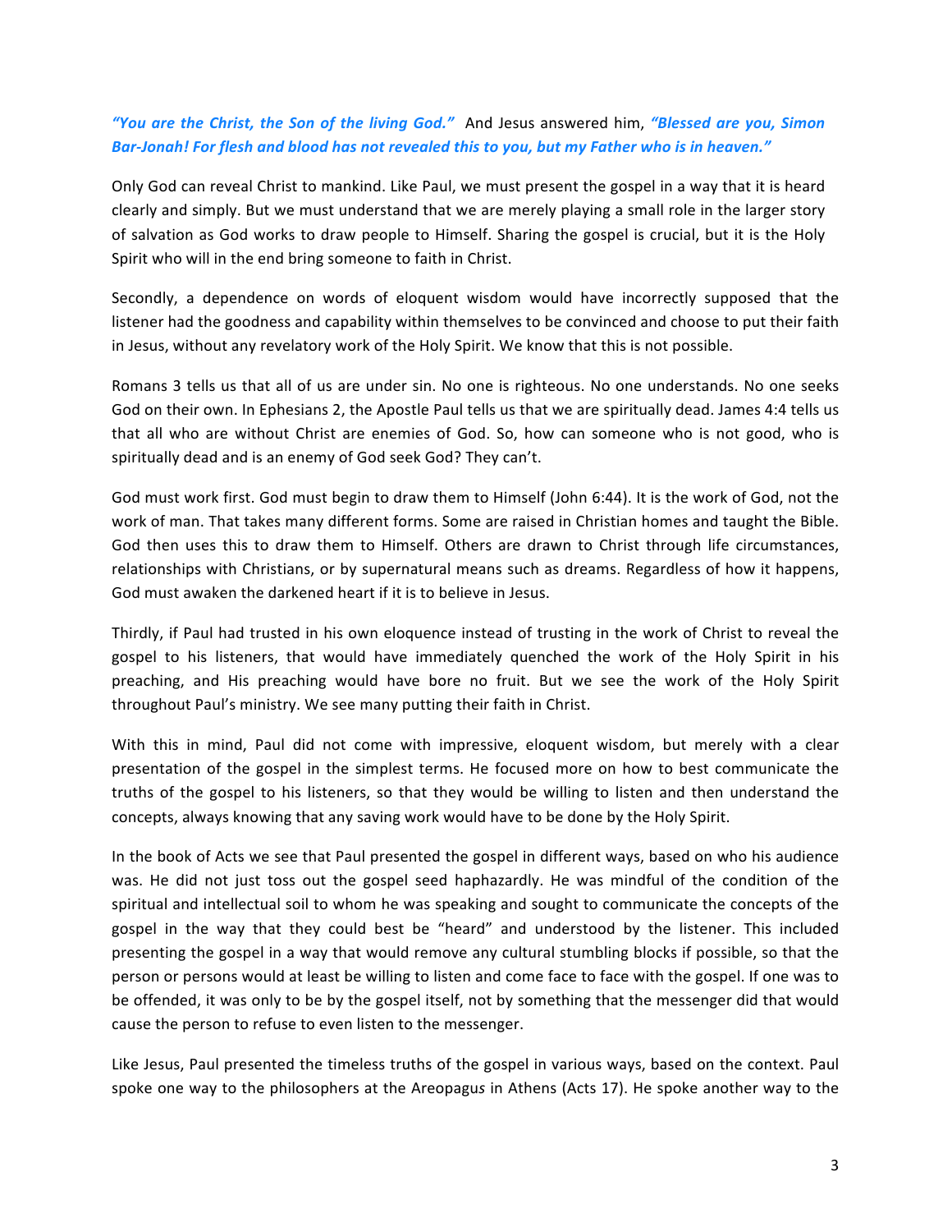***"You are the Christ, the Son of the living God."*** And Jesus answered him, ***"Blessed are you, Simon Bar-Jonah! For flesh and blood has not revealed this to you, but my Father who is in heaven."***

Only God can reveal Christ to mankind. Like Paul, we must present the gospel in a way that it is heard clearly and simply. But we must understand that we are merely playing a small role in the larger story of salvation as God works to draw people to Himself. Sharing the gospel is crucial, but it is the Holy Spirit who will in the end bring someone to faith in Christ.

Secondly, a dependence on words of eloquent wisdom would have incorrectly supposed that the listener had the goodness and capability within themselves to be convinced and choose to put their faith in Jesus, without any revelatory work of the Holy Spirit. We know that this is not possible.

Romans 3 tells us that all of us are under sin. No one is righteous. No one understands. No one seeks God on their own. In Ephesians 2, the Apostle Paul tells us that we are spiritually dead. James 4:4 tells us that all who are without Christ are enemies of God. So, how can someone who is not good, who is spiritually dead and is an enemy of God seek God? They can't.

God must work first. God must begin to draw them to Himself (John 6:44). It is the work of God, not the work of man. That takes many different forms. Some are raised in Christian homes and taught the Bible. God then uses this to draw them to Himself. Others are drawn to Christ through life circumstances, relationships with Christians, or by supernatural means such as dreams. Regardless of how it happens, God must awaken the darkened heart if it is to believe in Jesus.

Thirdly, if Paul had trusted in his own eloquence instead of trusting in the work of Christ to reveal the gospel to his listeners, that would have immediately quenched the work of the Holy Spirit in his preaching, and His preaching would have bore no fruit. But we see the work of the Holy Spirit throughout Paul's ministry. We see many putting their faith in Christ.

With this in mind, Paul did not come with impressive, eloquent wisdom, but merely with a clear presentation of the gospel in the simplest terms. He focused more on how to best communicate the truths of the gospel to his listeners, so that they would be willing to listen and then understand the concepts, always knowing that any saving work would have to be done by the Holy Spirit.

In the book of Acts we see that Paul presented the gospel in different ways, based on who his audience was. He did not just toss out the gospel seed haphazardly. He was mindful of the condition of the spiritual and intellectual soil to whom he was speaking and sought to communicate the concepts of the gospel in the way that they could best be "heard" and understood by the listener. This included presenting the gospel in a way that would remove any cultural stumbling blocks if possible, so that the person or persons would at least be willing to listen and come face to face with the gospel. If one was to be offended, it was only to be by the gospel itself, not by something that the messenger did that would cause the person to refuse to even listen to the messenger.

Like Jesus, Paul presented the timeless truths of the gospel in various ways, based on the context. Paul spoke one way to the philosophers at the Areopag*us* in Athens (Acts 17). He spoke another way to the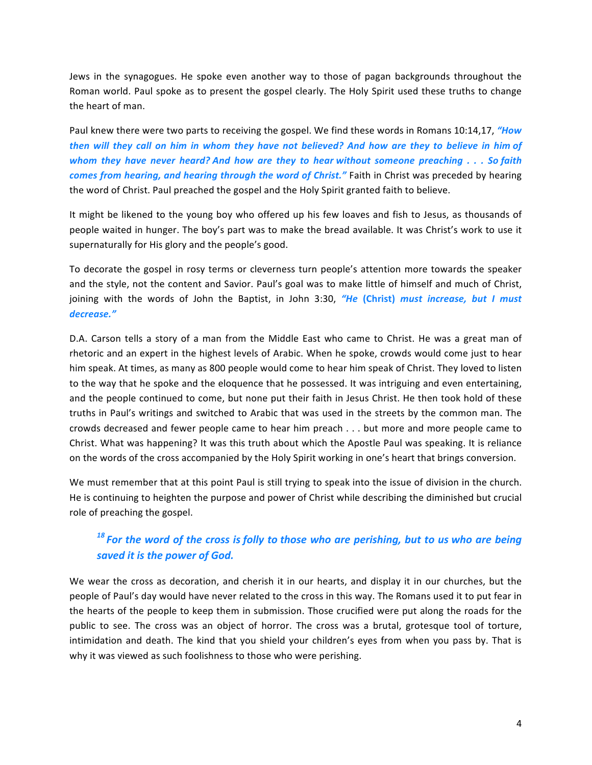Jews in the synagogues. He spoke even another way to those of pagan backgrounds throughout the Roman world. Paul spoke as to present the gospel clearly. The Holy Spirit used these truths to change the heart of man.

Paul knew there were two parts to receiving the gospel. We find these words in Romans 10:14,17, ***"How then will they call on him in whom they have not believed? And how are they to believe in him of whom they have never heard? And how are they to hear without someone preaching . . . So faith comes from hearing, and hearing through the word of Christ."*** Faith in Christ was preceded by hearing the word of Christ. Paul preached the gospel and the Holy Spirit granted faith to believe.

It might be likened to the young boy who offered up his few loaves and fish to Jesus, as thousands of people waited in hunger. The boy's part was to make the bread available. It was Christ's work to use it supernaturally for His glory and the people's good.

To decorate the gospel in rosy terms or cleverness turn people's attention more towards the speaker and the style, not the content and Savior. Paul's goal was to make little of himself and much of Christ, joining with the words of John the Baptist, in John 3:30, ***"He* (Christ) *must increase, but I must decrease."***

D.A. Carson tells a story of a man from the Middle East who came to Christ. He was a great man of rhetoric and an expert in the highest levels of Arabic. When he spoke, crowds would come just to hear him speak. At times, as many as 800 people would come to hear him speak of Christ. They loved to listen to the way that he spoke and the eloquence that he possessed. It was intriguing and even entertaining, and the people continued to come, but none put their faith in Jesus Christ. He then took hold of these truths in Paul's writings and switched to Arabic that was used in the streets by the common man. The crowds decreased and fewer people came to hear him preach . . . but more and more people came to Christ. What was happening? It was this truth about which the Apostle Paul was speaking. It is reliance on the words of the cross accompanied by the Holy Spirit working in one's heart that brings conversion.

We must remember that at this point Paul is still trying to speak into the issue of division in the church. He is continuing to heighten the purpose and power of Christ while describing the diminished but crucial role of preaching the gospel.

> ***[18] For the word of the cross is folly to those who are perishing, but to us who are being saved it is the power of God.***

We wear the cross as decoration, and cherish it in our hearts, and display it in our churches, but the people of Paul's day would have never related to the cross in this way. The Romans used it to put fear in the hearts of the people to keep them in submission. Those crucified were put along the roads for the public to see. The cross was an object of horror. The cross was a brutal, grotesque tool of torture, intimidation and death. The kind that you shield your children's eyes from when you pass by. That is why it was viewed as such foolishness to those who were perishing.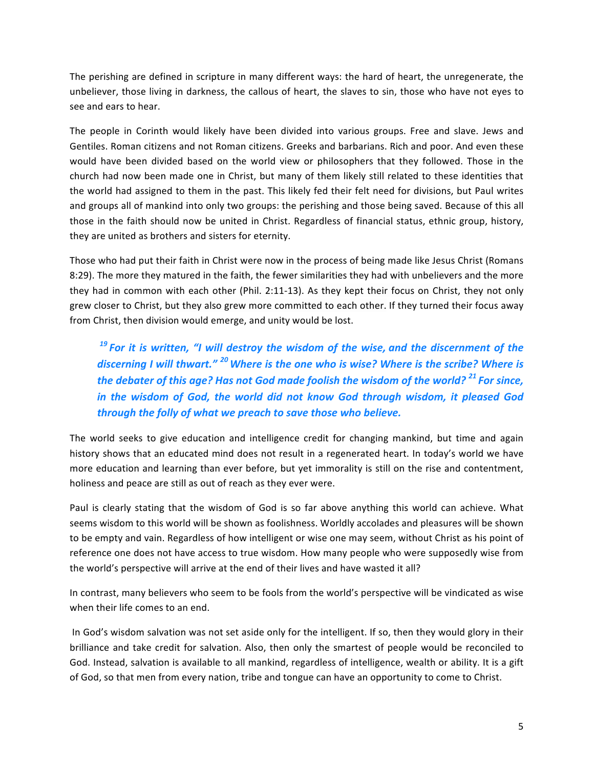The perishing are defined in scripture in many different ways: the hard of heart, the unregenerate, the unbeliever, those living in darkness, the callous of heart, the slaves to sin, those who have not eyes to see and ears to hear.

The people in Corinth would likely have been divided into various groups. Free and slave. Jews and Gentiles. Roman citizens and not Roman citizens. Greeks and barbarians. Rich and poor. And even these would have been divided based on the world view or philosophers that they followed. Those in the church had now been made one in Christ, but many of them likely still related to these identities that the world had assigned to them in the past. This likely fed their felt need for divisions, but Paul writes and groups all of mankind into only two groups: the perishing and those being saved. Because of this all those in the faith should now be united in Christ. Regardless of financial status, ethnic group, history, they are united as brothers and sisters for eternity.

Those who had put their faith in Christ were now in the process of being made like Jesus Christ (Romans 8:29). The more they matured in the faith, the fewer similarities they had with unbelievers and the more they had in common with each other (Phil. 2:11-13). As they kept their focus on Christ, they not only grew closer to Christ, but they also grew more committed to each other. If they turned their focus away from Christ, then division would emerge, and unity would be lost.

> ***[19] For it is written, "I will destroy the wisdom of the wise, and the discernment of the discerning I will thwart." [20] Where is the one who is wise? Where is the scribe? Where is the debater of this age? Has not God made foolish the wisdom of the world? [21] For since, in the wisdom of God, the world did not know God through wisdom, it pleased God through the folly of what we preach to save those who believe.***

The world seeks to give education and intelligence credit for changing mankind, but time and again history shows that an educated mind does not result in a regenerated heart. In today's world we have more education and learning than ever before, but yet immorality is still on the rise and contentment, holiness and peace are still as out of reach as they ever were.

Paul is clearly stating that the wisdom of God is so far above anything this world can achieve. What seems wisdom to this world will be shown as foolishness. Worldly accolades and pleasures will be shown to be empty and vain. Regardless of how intelligent or wise one may seem, without Christ as his point of reference one does not have access to true wisdom. How many people who were supposedly wise from the world's perspective will arrive at the end of their lives and have wasted it all?

In contrast, many believers who seem to be fools from the world's perspective will be vindicated as wise when their life comes to an end.

In God's wisdom salvation was not set aside only for the intelligent. If so, then they would glory in their brilliance and take credit for salvation. Also, then only the smartest of people would be reconciled to God. Instead, salvation is available to all mankind, regardless of intelligence, wealth or ability. It is a gift of God, so that men from every nation, tribe and tongue can have an opportunity to come to Christ.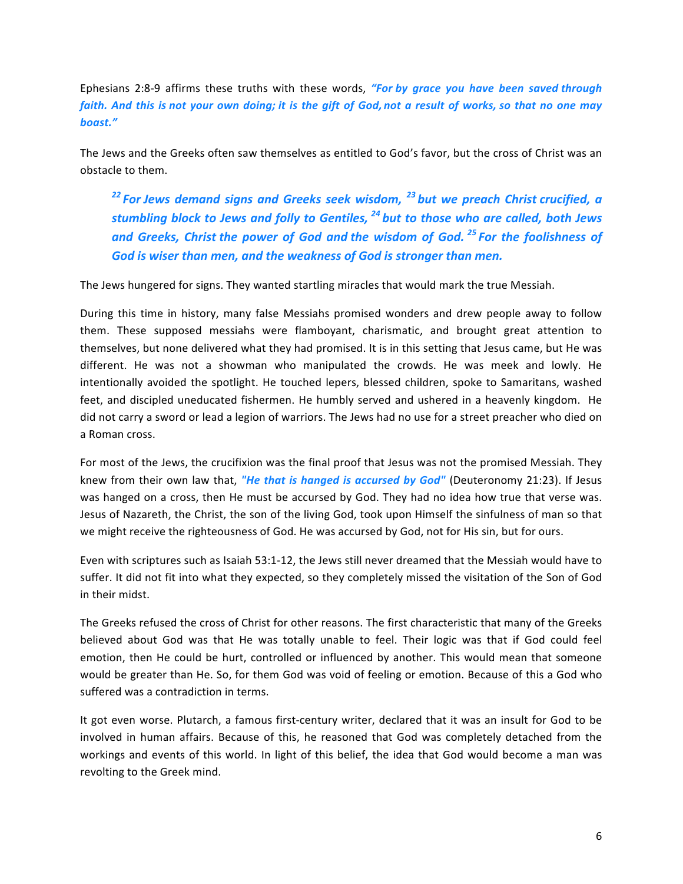Ephesians 2:8-9 affirms these truths with these words, ***"For by grace you have been saved through faith. And this is not your own doing; it is the gift of God, not a result of works, so that no one may boast."***

The Jews and the Greeks often saw themselves as entitled to God's favor, but the cross of Christ was an obstacle to them.

> ***[22] For Jews demand signs and Greeks seek wisdom, [23] but we preach Christ crucified, a stumbling block to Jews and folly to Gentiles, [24] but to those who are called, both Jews and Greeks, Christ the power of God and the wisdom of God. [25] For the foolishness of God is wiser than men, and the weakness of God is stronger than men.***

The Jews hungered for signs. They wanted startling miracles that would mark the true Messiah.

During this time in history, many false Messiahs promised wonders and drew people away to follow them. These supposed messiahs were flamboyant, charismatic, and brought great attention to themselves, but none delivered what they had promised. It is in this setting that Jesus came, but He was different. He was not a showman who manipulated the crowds. He was meek and lowly. He intentionally avoided the spotlight. He touched lepers, blessed children, spoke to Samaritans, washed feet, and discipled uneducated fishermen. He humbly served and ushered in a heavenly kingdom. He did not carry a sword or lead a legion of warriors. The Jews had no use for a street preacher who died on a Roman cross.

For most of the Jews, the crucifixion was the final proof that Jesus was not the promised Messiah. They knew from their own law that, ***"He that is hanged is accursed by God"*** (Deuteronomy 21:23). If Jesus was hanged on a cross, then He must be accursed by God. They had no idea how true that verse was. Jesus of Nazareth, the Christ, the son of the living God, took upon Himself the sinfulness of man so that we might receive the righteousness of God. He was accursed by God, not for His sin, but for ours.

Even with scriptures such as Isaiah 53:1-12, the Jews still never dreamed that the Messiah would have to suffer. It did not fit into what they expected, so they completely missed the visitation of the Son of God in their midst.

The Greeks refused the cross of Christ for other reasons. The first characteristic that many of the Greeks believed about God was that He was totally unable to feel. Their logic was that if God could feel emotion, then He could be hurt, controlled or influenced by another. This would mean that someone would be greater than He. So, for them God was void of feeling or emotion. Because of this a God who suffered was a contradiction in terms.

It got even worse. Plutarch, a famous first-century writer, declared that it was an insult for God to be involved in human affairs. Because of this, he reasoned that God was completely detached from the workings and events of this world. In light of this belief, the idea that God would become a man was revolting to the Greek mind.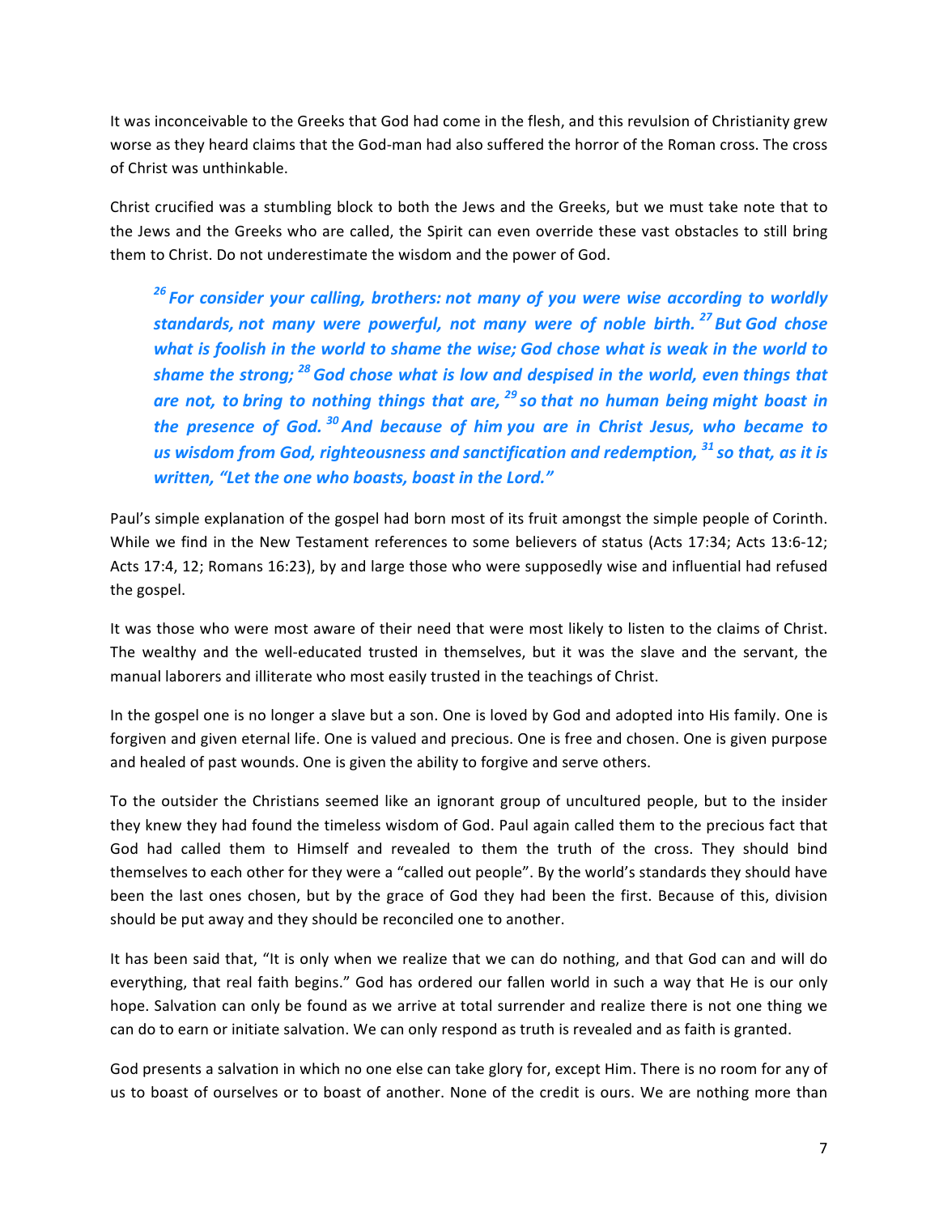It was inconceivable to the Greeks that God had come in the flesh, and this revulsion of Christianity grew worse as they heard claims that the God-man had also suffered the horror of the Roman cross. The cross of Christ was unthinkable.

Christ crucified was a stumbling block to both the Jews and the Greeks, but we must take note that to the Jews and the Greeks who are called, the Spirit can even override these vast obstacles to still bring them to Christ. Do not underestimate the wisdom and the power of God.

> ***[26] For consider your calling, brothers: not many of you were wise according to worldly standards, not many were powerful, not many were of noble birth. [27] But God chose what is foolish in the world to shame the wise; God chose what is weak in the world to shame the strong; [28] God chose what is low and despised in the world, even things that are not, to bring to nothing things that are, [29] so that no human being might boast in the presence of God. [30] And because of him you are in Christ Jesus, who became to us wisdom from God, righteousness and sanctification and redemption, [31] so that, as it is written, "Let the one who boasts, boast in the Lord."***

Paul's simple explanation of the gospel had born most of its fruit amongst the simple people of Corinth. While we find in the New Testament references to some believers of status (Acts 17:34; Acts 13:6-12; Acts 17:4, 12; Romans 16:23), by and large those who were supposedly wise and influential had refused the gospel.

It was those who were most aware of their need that were most likely to listen to the claims of Christ. The wealthy and the well-educated trusted in themselves, but it was the slave and the servant, the manual laborers and illiterate who most easily trusted in the teachings of Christ.

In the gospel one is no longer a slave but a son. One is loved by God and adopted into His family. One is forgiven and given eternal life. One is valued and precious. One is free and chosen. One is given purpose and healed of past wounds. One is given the ability to forgive and serve others.

To the outsider the Christians seemed like an ignorant group of uncultured people, but to the insider they knew they had found the timeless wisdom of God. Paul again called them to the precious fact that God had called them to Himself and revealed to them the truth of the cross. They should bind themselves to each other for they were a "called out people". By the world's standards they should have been the last ones chosen, but by the grace of God they had been the first. Because of this, division should be put away and they should be reconciled one to another.

It has been said that, "It is only when we realize that we can do nothing, and that God can and will do everything, that real faith begins." God has ordered our fallen world in such a way that He is our only hope. Salvation can only be found as we arrive at total surrender and realize there is not one thing we can do to earn or initiate salvation. We can only respond as truth is revealed and as faith is granted.

God presents a salvation in which no one else can take glory for, except Him. There is no room for any of us to boast of ourselves or to boast of another. None of the credit is ours. We are nothing more than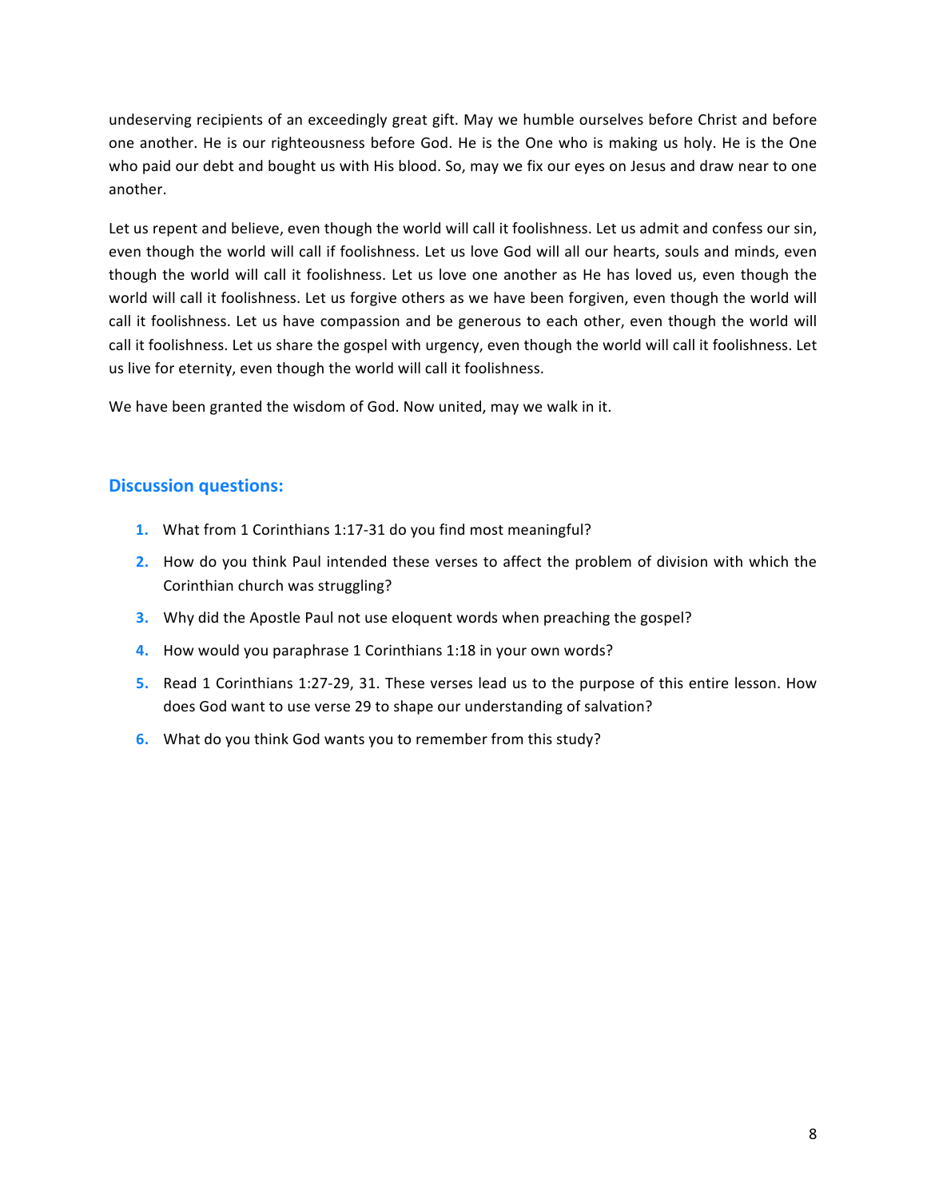undeserving recipients of an exceedingly great gift. May we humble ourselves before Christ and before one another. He is our righteousness before God. He is the One who is making us holy. He is the One who paid our debt and bought us with His blood. So, may we fix our eyes on Jesus and draw near to one another.

Let us repent and believe, even though the world will call it foolishness. Let us admit and confess our sin, even though the world will call if foolishness. Let us love God will all our hearts, souls and minds, even though the world will call it foolishness. Let us love one another as He has loved us, even though the world will call it foolishness. Let us forgive others as we have been forgiven, even though the world will call it foolishness. Let us have compassion and be generous to each other, even though the world will call it foolishness. Let us share the gospel with urgency, even though the world will call it foolishness. Let us live for eternity, even though the world will call it foolishness.

We have been granted the wisdom of God. Now united, may we walk in it.

## Discussion questions:

1. What from 1 Corinthians 1:17-31 do you find most meaningful?
2. How do you think Paul intended these verses to affect the problem of division with which the Corinthian church was struggling?
3. Why did the Apostle Paul not use eloquent words when preaching the gospel?
4. How would you paraphrase 1 Corinthians 1:18 in your own words?
5. Read 1 Corinthians 1:27-29, 31. These verses lead us to the purpose of this entire lesson. How does God want to use verse 29 to shape our understanding of salvation?
6. What do you think God wants you to remember from this study?